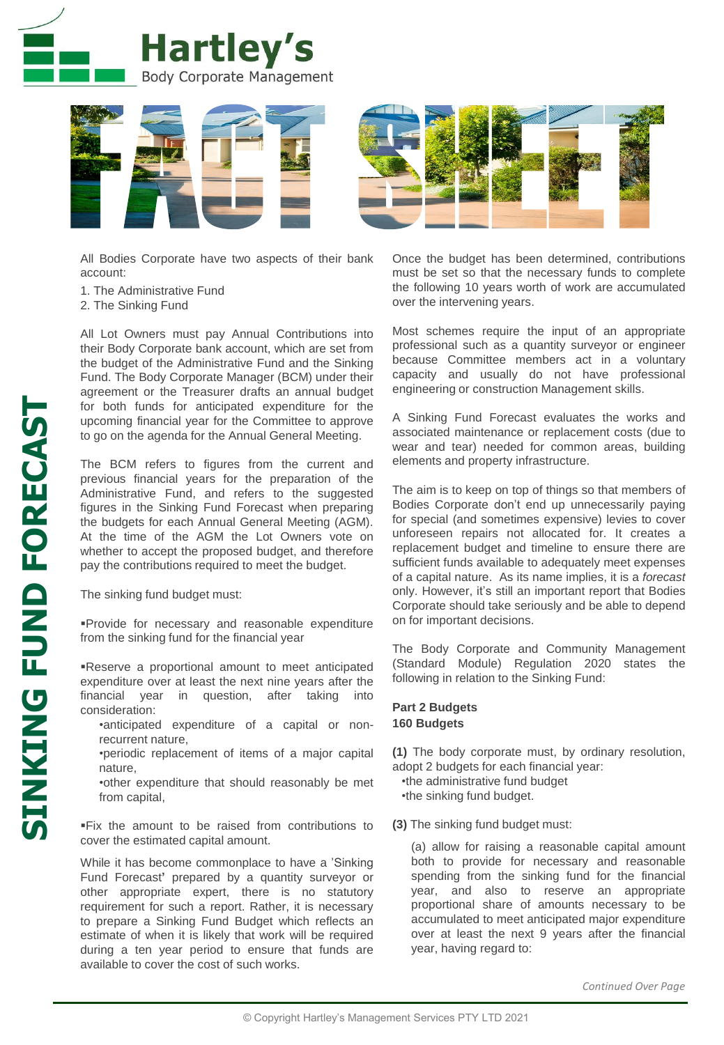# Hartley's

Body Corporate Management

# FACT SHEET

## SINKING FUND FORECAST

All Bodies Corporate have two aspects of their bank account:

1. The Administrative Fund
2. The Sinking Fund

All Lot Owners must pay Annual Contributions into their Body Corporate bank account, which are set from the budget of the Administrative Fund and the Sinking Fund. The Body Corporate Manager (BCM) under their agreement or the Treasurer drafts an annual budget for both funds for anticipated expenditure for the upcoming financial year for the Committee to approve to go on the agenda for the Annual General Meeting.

The BCM refers to figures from the current and previous financial years for the preparation of the Administrative Fund, and refers to the suggested figures in the Sinking Fund Forecast when preparing the budgets for each Annual General Meeting (AGM). At the time of the AGM the Lot Owners vote on whether to accept the proposed budget, and therefore pay the contributions required to meet the budget.

The sinking fund budget must:

▪Provide for necessary and reasonable expenditure from the sinking fund for the financial year

▪Reserve a proportional amount to meet anticipated expenditure over at least the next nine years after the financial year in question, after taking into consideration:

- •anticipated expenditure of a capital or non-recurrent nature,
- •periodic replacement of items of a major capital nature,
- •other expenditure that should reasonably be met from capital,

▪Fix the amount to be raised from contributions to cover the estimated capital amount.

While it has become commonplace to have a 'Sinking Fund Forecast' prepared by a quantity surveyor or other appropriate expert, there is no statutory requirement for such a report. Rather, it is necessary to prepare a Sinking Fund Budget which reflects an estimate of when it is likely that work will be required during a ten year period to ensure that funds are available to cover the cost of such works.

Once the budget has been determined, contributions must be set so that the necessary funds to complete the following 10 years worth of work are accumulated over the intervening years.

Most schemes require the input of an appropriate professional such as a quantity surveyor or engineer because Committee members act in a voluntary capacity and usually do not have professional engineering or construction Management skills.

A Sinking Fund Forecast evaluates the works and associated maintenance or replacement costs (due to wear and tear) needed for common areas, building elements and property infrastructure.

The aim is to keep on top of things so that members of Bodies Corporate don't end up unnecessarily paying for special (and sometimes expensive) levies to cover unforeseen repairs not allocated for. It creates a replacement budget and timeline to ensure there are sufficient funds available to adequately meet expenses of a capital nature. As its name implies, it is a *forecast* only. However, it's still an important report that Bodies Corporate should take seriously and be able to depend on for important decisions.

The Body Corporate and Community Management (Standard Module) Regulation 2020 states the following in relation to the Sinking Fund:

**Part 2 Budgets**
**160 Budgets**

**(1)** The body corporate must, by ordinary resolution, adopt 2 budgets for each financial year:

- •the administrative fund budget
- •the sinking fund budget.

**(3)** The sinking fund budget must:

(a) allow for raising a reasonable capital amount both to provide for necessary and reasonable spending from the sinking fund for the financial year, and also to reserve an appropriate proportional share of amounts necessary to be accumulated to meet anticipated major expenditure over at least the next 9 years after the financial year, having regard to:

*Continued Over Page*

© Copyright Hartley's Management Services PTY LTD 2021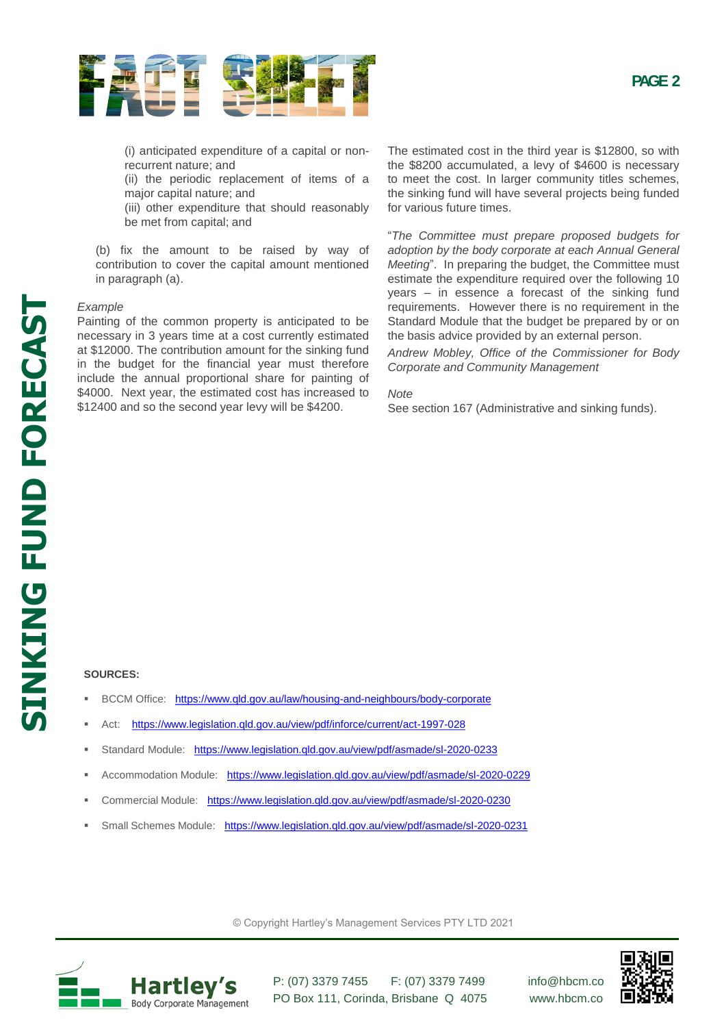(i) anticipated expenditure of a capital or non-recurrent nature; and
(ii) the periodic replacement of items of a major capital nature; and
(iii) other expenditure that should reasonably be met from capital; and

(b) fix the amount to be raised by way of contribution to cover the capital amount mentioned in paragraph (a).

*Example*
Painting of the common property is anticipated to be necessary in 3 years time at a cost currently estimated at $12000. The contribution amount for the sinking fund in the budget for the financial year must therefore include the annual proportional share for painting of $4000. Next year, the estimated cost has increased to $12400 and so the second year levy will be $4200.

The estimated cost in the third year is $12800, so with the $8200 accumulated, a levy of $4600 is necessary to meet the cost. In larger community titles schemes, the sinking fund will have several projects being funded for various future times.

"*The Committee must prepare proposed budgets for adoption by the body corporate at each Annual General Meeting*". In preparing the budget, the Committee must estimate the expenditure required over the following 10 years – in essence a forecast of the sinking fund requirements. However there is no requirement in the Standard Module that the budget be prepared by or on the basis advice provided by an external person.

*Andrew Mobley, Office of the Commissioner for Body Corporate and Community Management*

*Note*
See section 167 (Administrative and sinking funds).

**SOURCES:**

- BCCM Office: https://www.qld.gov.au/law/housing-and-neighbours/body-corporate
- Act: https://www.legislation.qld.gov.au/view/pdf/inforce/current/act-1997-028
- Standard Module: https://www.legislation.qld.gov.au/view/pdf/asmade/sl-2020-0233
- Accommodation Module: https://www.legislation.qld.gov.au/view/pdf/asmade/sl-2020-0229
- Commercial Module: https://www.legislation.qld.gov.au/view/pdf/asmade/sl-2020-0230
- Small Schemes Module: https://www.legislation.qld.gov.au/view/pdf/asmade/sl-2020-0231

© Copyright Hartley's Management Services PTY LTD 2021

Hartley's Body Corporate Management

P: (07) 3379 7455 F: (07) 3379 7499
PO Box 111, Corinda, Brisbane Q 4075

info@hbcm.co
www.hbcm.co